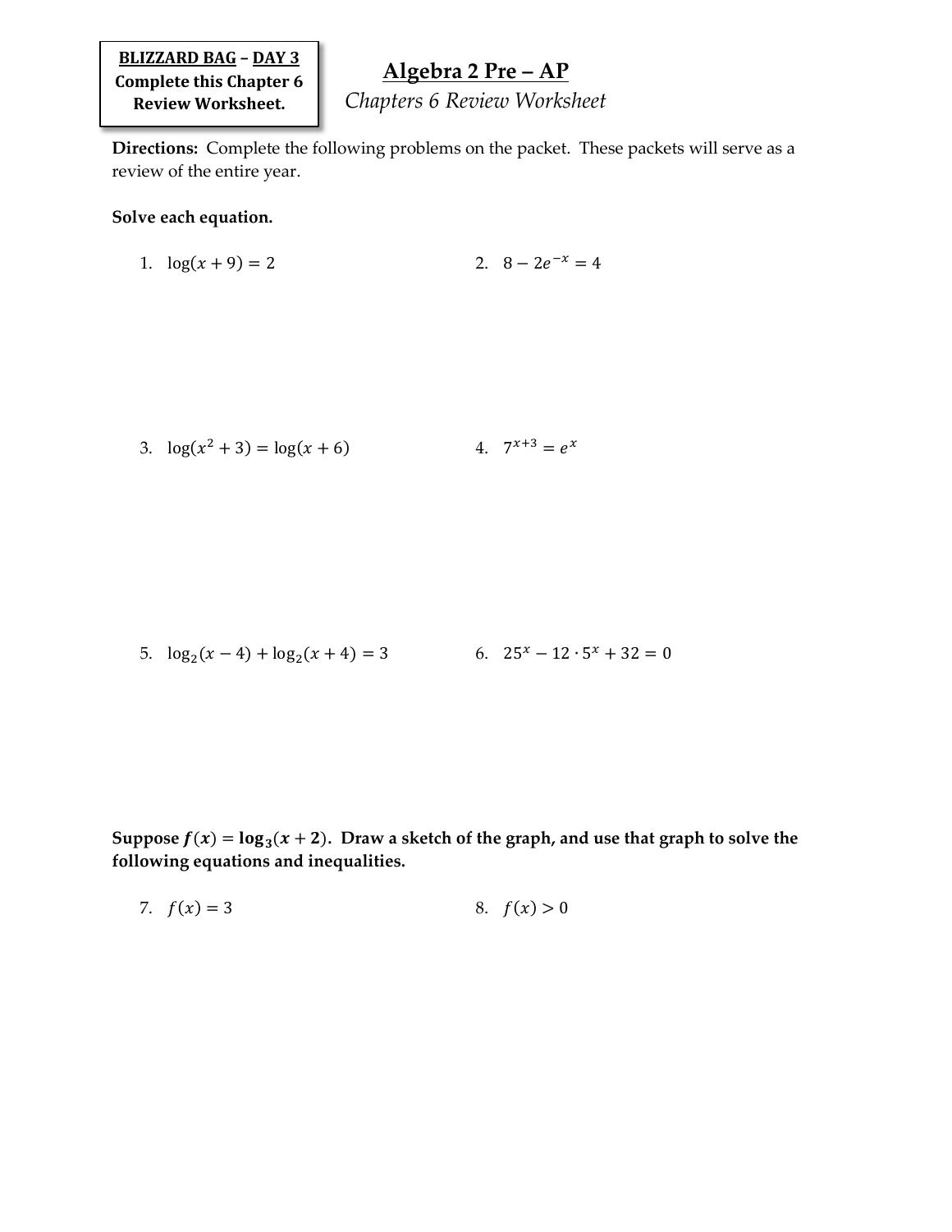**BLIZZARD BAG – DAY 3**
**Complete this Chapter 6 Review Worksheet.**

# Algebra 2 Pre – AP

*Chapters 6 Review Worksheet*

**Directions:** Complete the following problems on the packet. These packets will serve as a review of the entire year.

**Solve each equation.**

1. $\log(x+9) = 2$

2. $8 - 2e^{-x} = 4$

3. $\log(x^2+3) = \log(x+6)$

4. $7^{x+3} = e^x$

5. $\log_2(x-4) + \log_2(x+4) = 3$

6. $25^x - 12 \cdot 5^x + 32 = 0$

**Suppose $f(x) = \log_3(x+2)$. Draw a sketch of the graph, and use that graph to solve the following equations and inequalities.**

7. $f(x) = 3$

8. $f(x) > 0$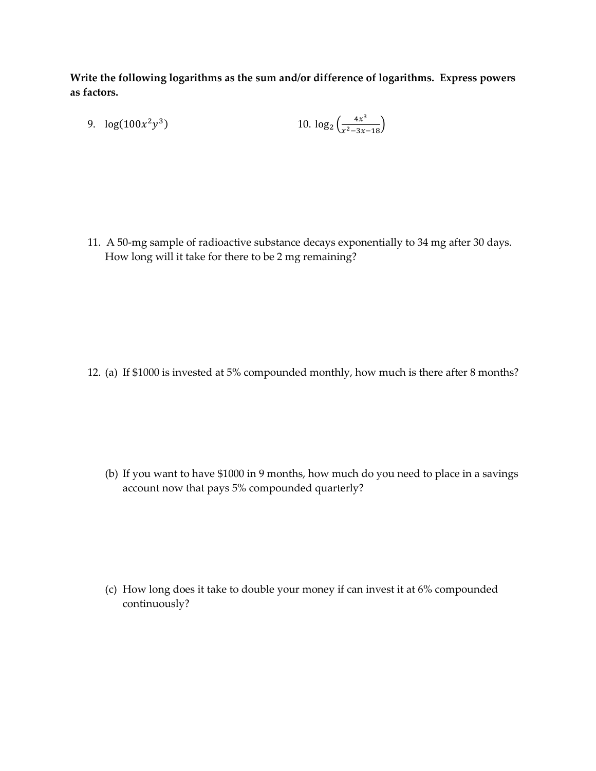**Write the following logarithms as the sum and/or difference of logarithms. Express powers as factors.**

9. $\log(100x^2y^3)$

10. $\log_2\left(\frac{4x^3}{x^2-3x-18}\right)$

11. A 50-mg sample of radioactive substance decays exponentially to 34 mg after 30 days. How long will it take for there to be 2 mg remaining?

12. (a) If $1000 is invested at 5% compounded monthly, how much is there after 8 months?

    (b) If you want to have $1000 in 9 months, how much do you need to place in a savings account now that pays 5% compounded quarterly?

    (c) How long does it take to double your money if can invest it at 6% compounded continuously?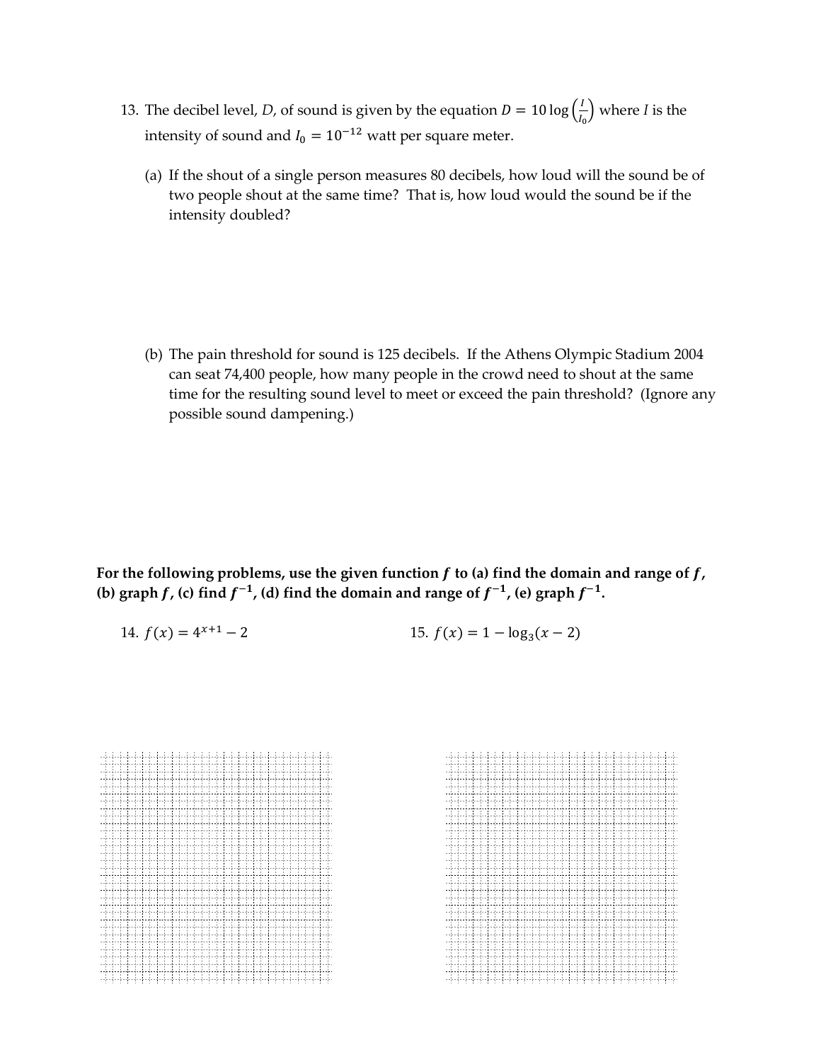13. The decibel level, $D$, of sound is given by the equation $D = 10\log\left(\frac{I}{I_0}\right)$ where $I$ is the intensity of sound and $I_0 = 10^{-12}$ watt per square meter.

   (a) If the shout of a single person measures 80 decibels, how loud will the sound be of two people shout at the same time? That is, how loud would the sound be if the intensity doubled?

   (b) The pain threshold for sound is 125 decibels. If the Athens Olympic Stadium 2004 can seat 74,400 people, how many people in the crowd need to shout at the same time for the resulting sound level to meet or exceed the pain threshold? (Ignore any possible sound dampening.)

**For the following problems, use the given function $f$ to (a) find the domain and range of $f$, (b) graph $f$, (c) find $f^{-1}$, (d) find the domain and range of $f^{-1}$, (e) graph $f^{-1}$.**

14. $f(x) = 4^{x+1} - 2$

15. $f(x) = 1 - \log_3(x - 2)$